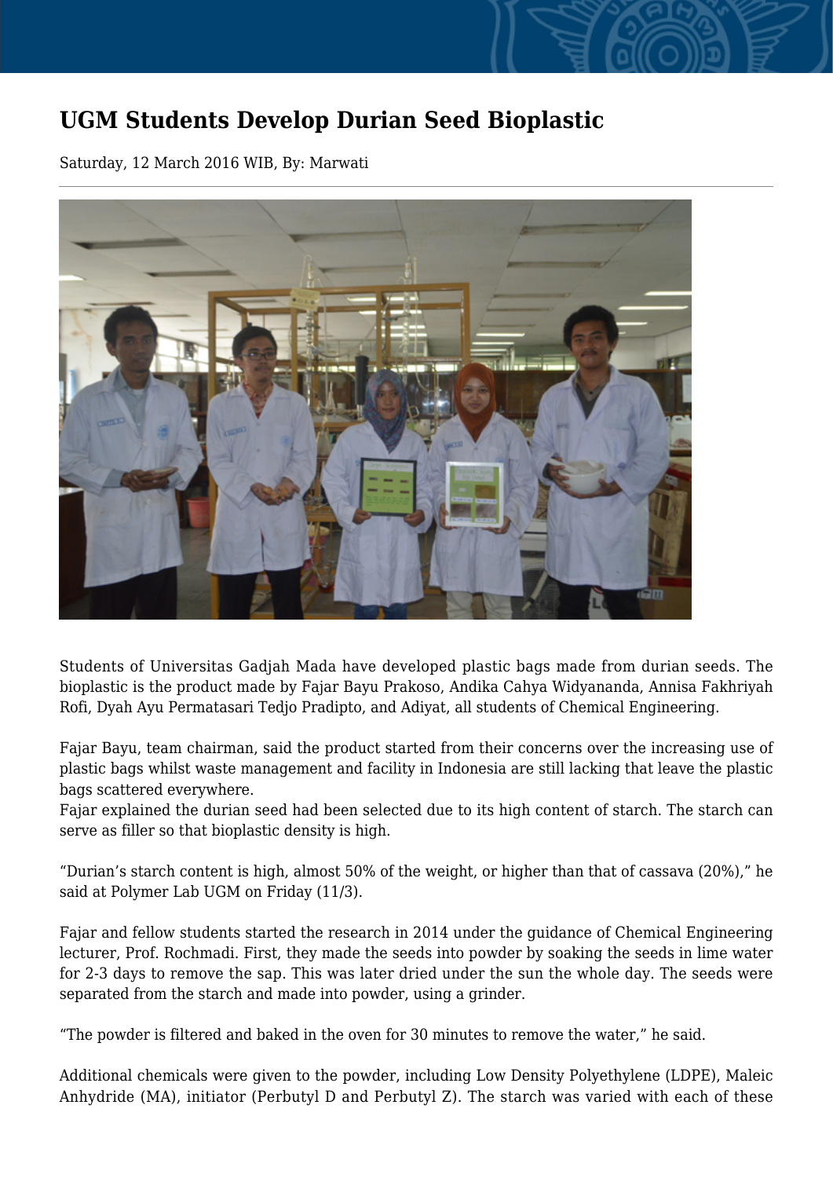# UGM Students Develop Durian Seed Bioplastic

Saturday, 12 March 2016 WIB, By: Marwati

Students of Universitas Gadjah Mada have developed plastic bags made from durian seeds. The bioplastic is the product made by Fajar Bayu Prakoso, Andika Cahya Widyananda, Annisa Fakhriyah Rofi, Dyah Ayu Permatasari Tedjo Pradipto, and Adiyat, all students of Chemical Engineering.

Fajar Bayu, team chairman, said the product started from their concerns over the increasing use of plastic bags whilst waste management and facility in Indonesia are still lacking that leave the plastic bags scattered everywhere.
Fajar explained the durian seed had been selected due to its high content of starch. The starch can serve as filler so that bioplastic density is high.

"Durian's starch content is high, almost 50% of the weight, or higher than that of cassava (20%)," he said at Polymer Lab UGM on Friday (11/3).

Fajar and fellow students started the research in 2014 under the guidance of Chemical Engineering lecturer, Prof. Rochmadi. First, they made the seeds into powder by soaking the seeds in lime water for 2-3 days to remove the sap. This was later dried under the sun the whole day. The seeds were separated from the starch and made into powder, using a grinder.

"The powder is filtered and baked in the oven for 30 minutes to remove the water," he said.

Additional chemicals were given to the powder, including Low Density Polyethylene (LDPE), Maleic Anhydride (MA), initiator (Perbutyl D and Perbutyl Z). The starch was varied with each of these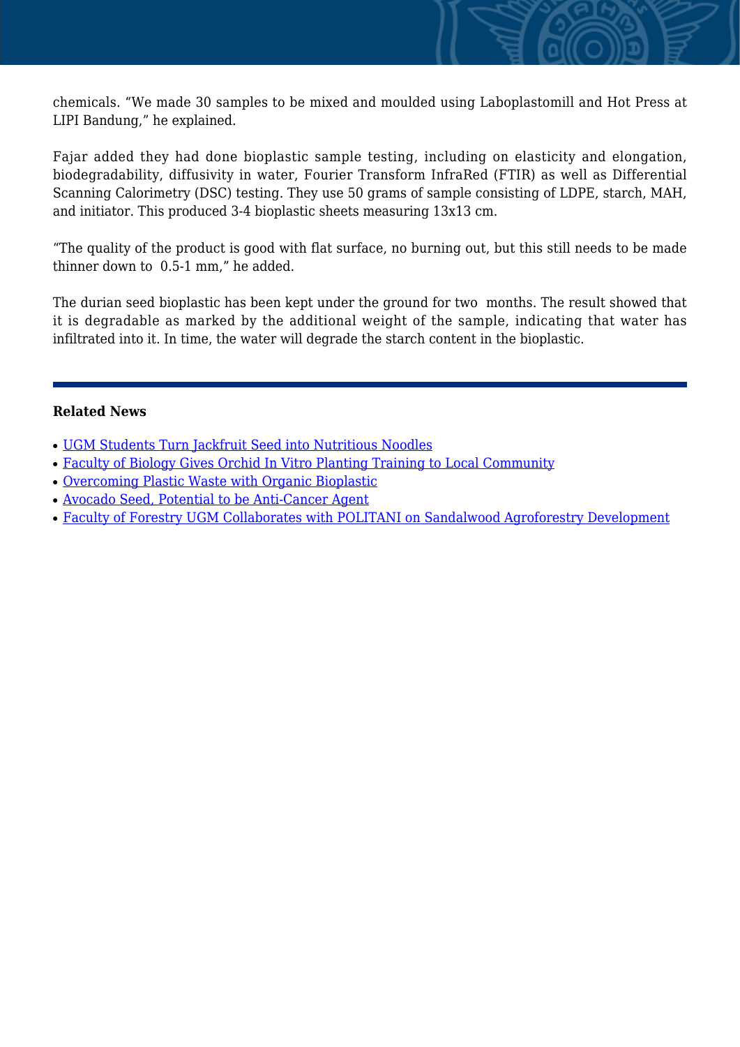chemicals. “We made 30 samples to be mixed and moulded using Laboplastomill and Hot Press at LIPI Bandung,” he explained.

Fajar added they had done bioplastic sample testing, including on elasticity and elongation, biodegradability, diffusivity in water, Fourier Transform InfraRed (FTIR) as well as Differential Scanning Calorimetry (DSC) testing. They use 50 grams of sample consisting of LDPE, starch, MAH, and initiator. This produced 3-4 bioplastic sheets measuring 13x13 cm.

“The quality of the product is good with flat surface, no burning out, but this still needs to be made thinner down to 0.5-1 mm,” he added.

The durian seed bioplastic has been kept under the ground for two months. The result showed that it is degradable as marked by the additional weight of the sample, indicating that water has infiltrated into it. In time, the water will degrade the starch content in the bioplastic.

---

**Related News**

- UGM Students Turn Jackfruit Seed into Nutritious Noodles
- Faculty of Biology Gives Orchid In Vitro Planting Training to Local Community
- Overcoming Plastic Waste with Organic Bioplastic
- Avocado Seed, Potential to be Anti-Cancer Agent
- Faculty of Forestry UGM Collaborates with POLITANI on Sandalwood Agroforestry Development